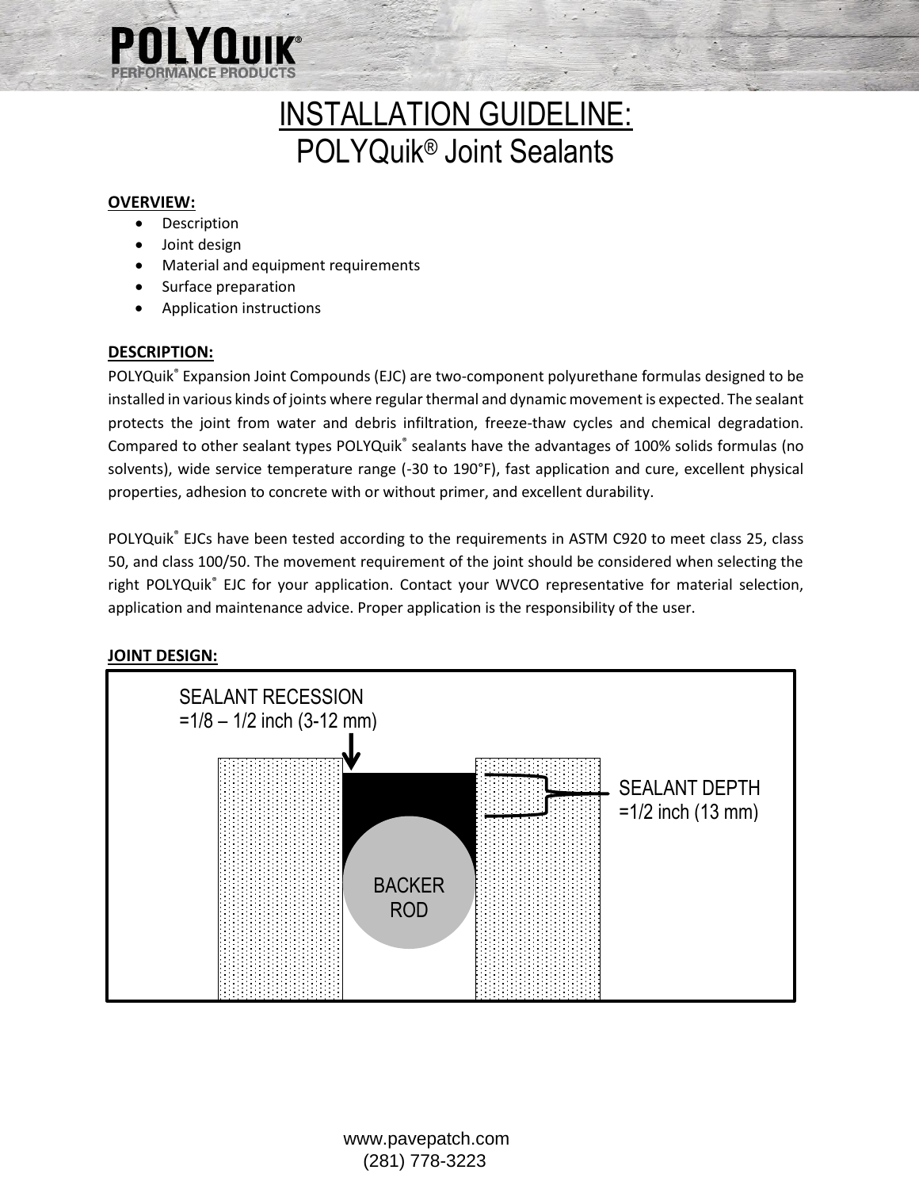# INSTALLATION GUIDELINE:
## POLYQuik® Joint Sealants

**OVERVIEW:**

- Description
- Joint design
- Material and equipment requirements
- Surface preparation
- Application instructions

**DESCRIPTION:**

POLYQuik® Expansion Joint Compounds (EJC) are two-component polyurethane formulas designed to be installed in various kinds of joints where regular thermal and dynamic movement is expected. The sealant protects the joint from water and debris infiltration, freeze-thaw cycles and chemical degradation. Compared to other sealant types POLYQuik® sealants have the advantages of 100% solids formulas (no solvents), wide service temperature range (-30 to 190°F), fast application and cure, excellent physical properties, adhesion to concrete with or without primer, and excellent durability.

POLYQuik® EJCs have been tested according to the requirements in ASTM C920 to meet class 25, class 50, and class 100/50. The movement requirement of the joint should be considered when selecting the right POLYQuik® EJC for your application. Contact your WVCO representative for material selection, application and maintenance advice. Proper application is the responsibility of the user.

**JOINT DESIGN:**

SEALANT RECESSION =1/8 – 1/2 inch (3-12 mm)

SEALANT DEPTH =1/2 inch (13 mm)

BACKER ROD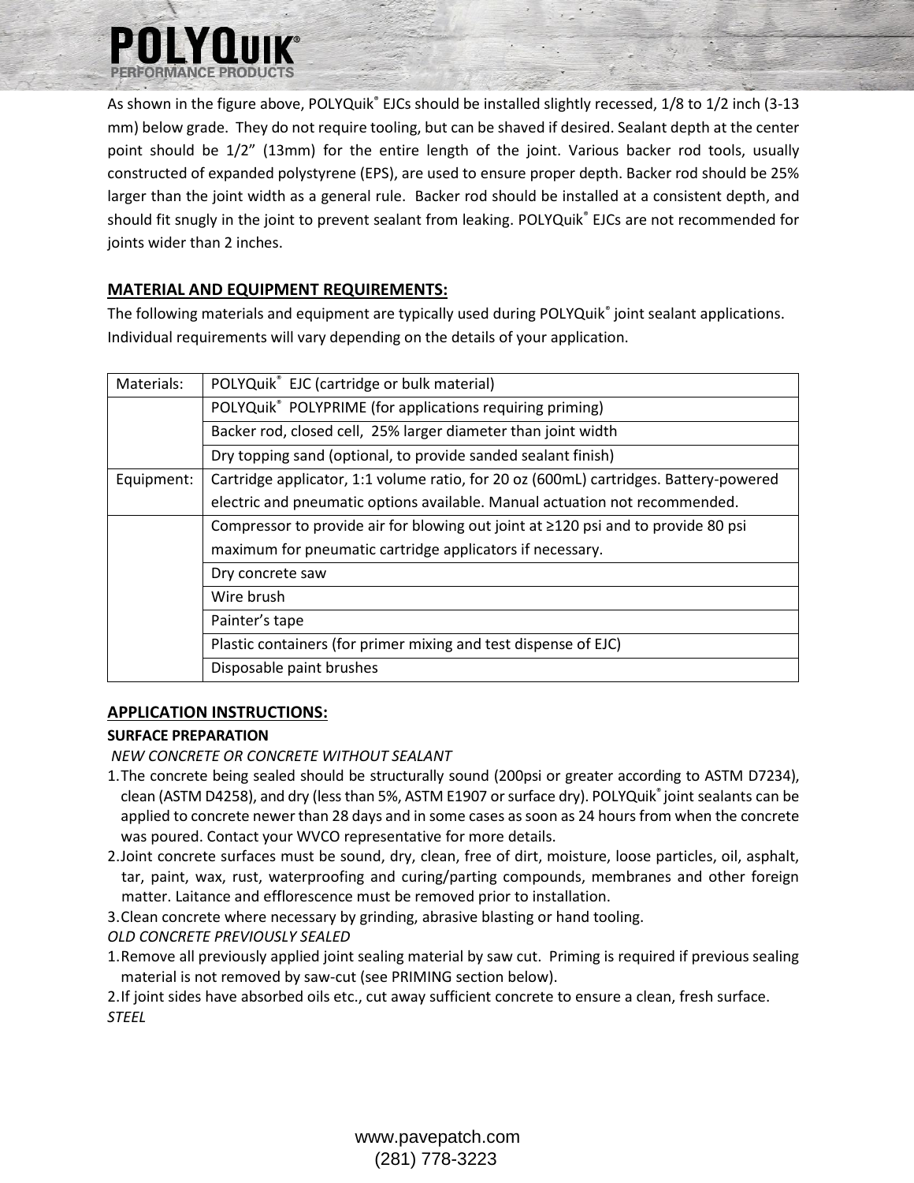As shown in the figure above, POLYQuik® EJCs should be installed slightly recessed, 1/8 to 1/2 inch (3-13 mm) below grade. They do not require tooling, but can be shaved if desired. Sealant depth at the center point should be 1/2" (13mm) for the entire length of the joint. Various backer rod tools, usually constructed of expanded polystyrene (EPS), are used to ensure proper depth. Backer rod should be 25% larger than the joint width as a general rule. Backer rod should be installed at a consistent depth, and should fit snugly in the joint to prevent sealant from leaking. POLYQuik® EJCs are not recommended for joints wider than 2 inches.

## MATERIAL AND EQUIPMENT REQUIREMENTS:

The following materials and equipment are typically used during POLYQuik® joint sealant applications. Individual requirements will vary depending on the details of your application.

| | |
|---|---|
| Materials: | POLYQuik® EJC (cartridge or bulk material) |
| | POLYQuik® POLYPRIME (for applications requiring priming) |
| | Backer rod, closed cell, 25% larger diameter than joint width |
| | Dry topping sand (optional, to provide sanded sealant finish) |
| Equipment: | Cartridge applicator, 1:1 volume ratio, for 20 oz (600mL) cartridges. Battery-powered electric and pneumatic options available. Manual actuation not recommended. |
| | Compressor to provide air for blowing out joint at ≥120 psi and to provide 80 psi maximum for pneumatic cartridge applicators if necessary. |
| | Dry concrete saw |
| | Wire brush |
| | Painter's tape |
| | Plastic containers (for primer mixing and test dispense of EJC) |
| | Disposable paint brushes |

## APPLICATION INSTRUCTIONS:

### SURFACE PREPARATION

*NEW CONCRETE OR CONCRETE WITHOUT SEALANT*

1. The concrete being sealed should be structurally sound (200psi or greater according to ASTM D7234), clean (ASTM D4258), and dry (less than 5%, ASTM E1907 or surface dry). POLYQuik® joint sealants can be applied to concrete newer than 28 days and in some cases as soon as 24 hours from when the concrete was poured. Contact your WVCO representative for more details.
2. Joint concrete surfaces must be sound, dry, clean, free of dirt, moisture, loose particles, oil, asphalt, tar, paint, wax, rust, waterproofing and curing/parting compounds, membranes and other foreign matter. Laitance and efflorescence must be removed prior to installation.
3. Clean concrete where necessary by grinding, abrasive blasting or hand tooling.

*OLD CONCRETE PREVIOUSLY SEALED*

1. Remove all previously applied joint sealing material by saw cut. Priming is required if previous sealing material is not removed by saw-cut (see PRIMING section below).
2. If joint sides have absorbed oils etc., cut away sufficient concrete to ensure a clean, fresh surface.

*STEEL*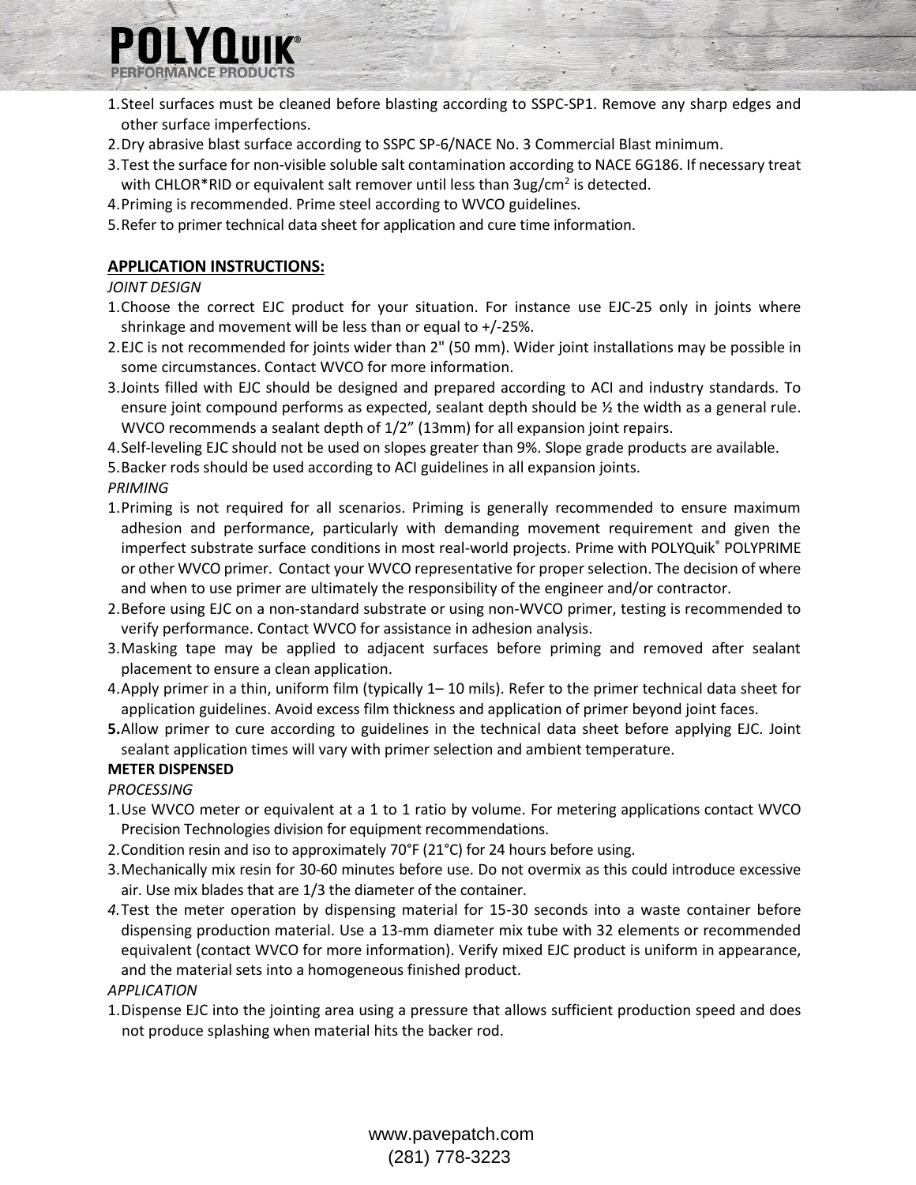1. Steel surfaces must be cleaned before blasting according to SSPC-SP1. Remove any sharp edges and other surface imperfections.
2. Dry abrasive blast surface according to SSPC SP-6/NACE No. 3 Commercial Blast minimum.
3. Test the surface for non-visible soluble salt contamination according to NACE 6G186. If necessary treat with CHLOR*RID or equivalent salt remover until less than 3ug/cm$^2$ is detected.
4. Priming is recommended. Prime steel according to WVCO guidelines.
5. Refer to primer technical data sheet for application and cure time information.

## APPLICATION INSTRUCTIONS:

*JOINT DESIGN*

1. Choose the correct EJC product for your situation. For instance use EJC-25 only in joints where shrinkage and movement will be less than or equal to +/-25%.
2. EJC is not recommended for joints wider than 2" (50 mm). Wider joint installations may be possible in some circumstances. Contact WVCO for more information.
3. Joints filled with EJC should be designed and prepared according to ACI and industry standards. To ensure joint compound performs as expected, sealant depth should be ½ the width as a general rule. WVCO recommends a sealant depth of 1/2" (13mm) for all expansion joint repairs.
4. Self-leveling EJC should not be used on slopes greater than 9%. Slope grade products are available.
5. Backer rods should be used according to ACI guidelines in all expansion joints.

*PRIMING*

1. Priming is not required for all scenarios. Priming is generally recommended to ensure maximum adhesion and performance, particularly with demanding movement requirement and given the imperfect substrate surface conditions in most real-world projects. Prime with POLYQuik® POLYPRIME or other WVCO primer. Contact your WVCO representative for proper selection. The decision of where and when to use primer are ultimately the responsibility of the engineer and/or contractor.
2. Before using EJC on a non-standard substrate or using non-WVCO primer, testing is recommended to verify performance. Contact WVCO for assistance in adhesion analysis.
3. Masking tape may be applied to adjacent surfaces before priming and removed after sealant placement to ensure a clean application.
4. Apply primer in a thin, uniform film (typically 1– 10 mils). Refer to the primer technical data sheet for application guidelines. Avoid excess film thickness and application of primer beyond joint faces.
5. Allow primer to cure according to guidelines in the technical data sheet before applying EJC. Joint sealant application times will vary with primer selection and ambient temperature.

**METER DISPENSED**

*PROCESSING*

1. Use WVCO meter or equivalent at a 1 to 1 ratio by volume. For metering applications contact WVCO Precision Technologies division for equipment recommendations.
2. Condition resin and iso to approximately 70°F (21°C) for 24 hours before using.
3. Mechanically mix resin for 30-60 minutes before use. Do not overmix as this could introduce excessive air. Use mix blades that are 1/3 the diameter of the container.
4. Test the meter operation by dispensing material for 15-30 seconds into a waste container before dispensing production material. Use a 13-mm diameter mix tube with 32 elements or recommended equivalent (contact WVCO for more information). Verify mixed EJC product is uniform in appearance, and the material sets into a homogeneous finished product.

*APPLICATION*

1. Dispense EJC into the jointing area using a pressure that allows sufficient production speed and does not produce splashing when material hits the backer rod.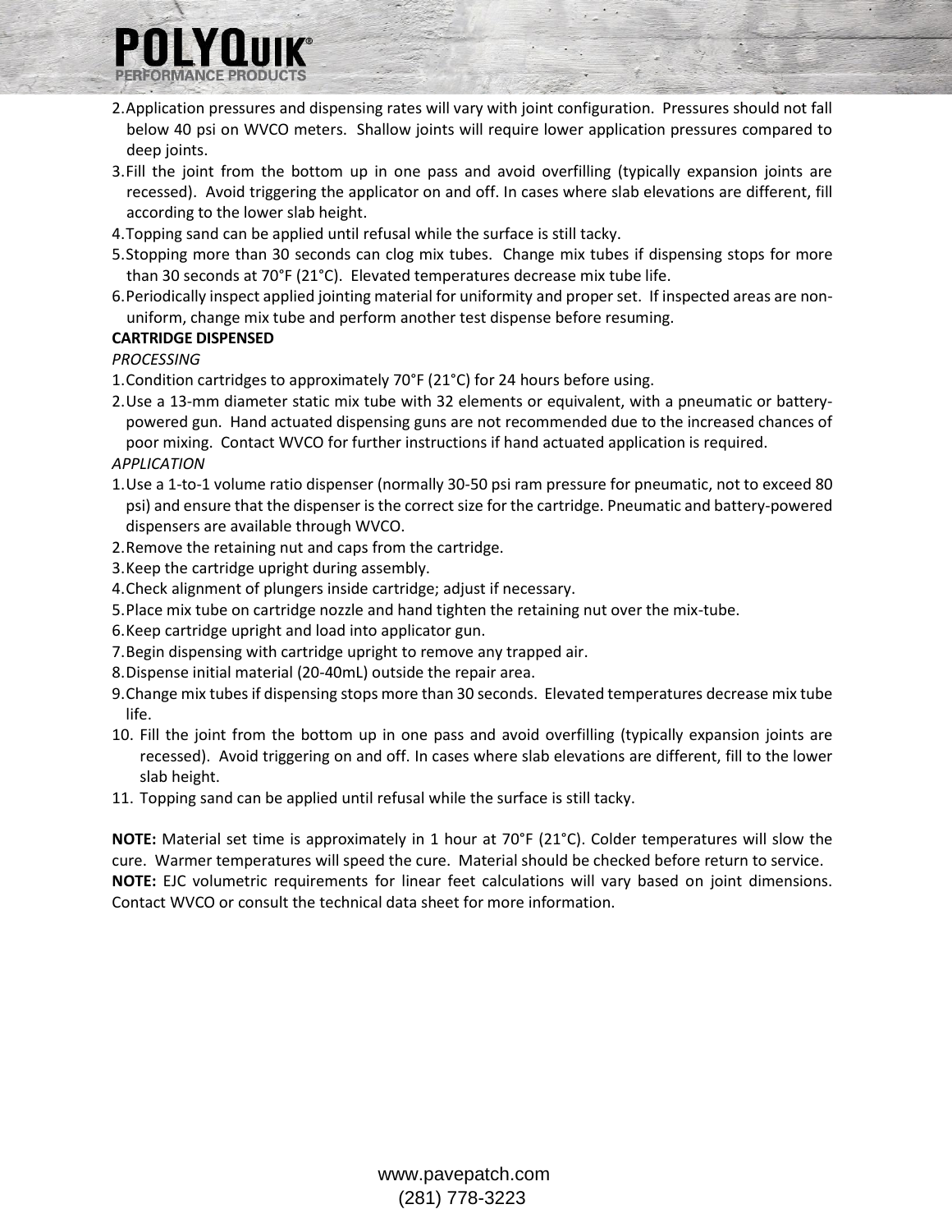2. Application pressures and dispensing rates will vary with joint configuration. Pressures should not fall below 40 psi on WVCO meters. Shallow joints will require lower application pressures compared to deep joints.
3. Fill the joint from the bottom up in one pass and avoid overfilling (typically expansion joints are recessed). Avoid triggering the applicator on and off. In cases where slab elevations are different, fill according to the lower slab height.
4. Topping sand can be applied until refusal while the surface is still tacky.
5. Stopping more than 30 seconds can clog mix tubes. Change mix tubes if dispensing stops for more than 30 seconds at 70°F (21°C). Elevated temperatures decrease mix tube life.
6. Periodically inspect applied jointing material for uniformity and proper set. If inspected areas are non-uniform, change mix tube and perform another test dispense before resuming.

**CARTRIDGE DISPENSED**

*PROCESSING*

1. Condition cartridges to approximately 70°F (21°C) for 24 hours before using.
2. Use a 13-mm diameter static mix tube with 32 elements or equivalent, with a pneumatic or battery-powered gun. Hand actuated dispensing guns are not recommended due to the increased chances of poor mixing. Contact WVCO for further instructions if hand actuated application is required.

*APPLICATION*

1. Use a 1-to-1 volume ratio dispenser (normally 30-50 psi ram pressure for pneumatic, not to exceed 80 psi) and ensure that the dispenser is the correct size for the cartridge. Pneumatic and battery-powered dispensers are available through WVCO.
2. Remove the retaining nut and caps from the cartridge.
3. Keep the cartridge upright during assembly.
4. Check alignment of plungers inside cartridge; adjust if necessary.
5. Place mix tube on cartridge nozzle and hand tighten the retaining nut over the mix-tube.
6. Keep cartridge upright and load into applicator gun.
7. Begin dispensing with cartridge upright to remove any trapped air.
8. Dispense initial material (20-40mL) outside the repair area.
9. Change mix tubes if dispensing stops more than 30 seconds. Elevated temperatures decrease mix tube life.
10. Fill the joint from the bottom up in one pass and avoid overfilling (typically expansion joints are recessed). Avoid triggering on and off. In cases where slab elevations are different, fill to the lower slab height.
11. Topping sand can be applied until refusal while the surface is still tacky.

**NOTE:** Material set time is approximately in 1 hour at 70°F (21°C). Colder temperatures will slow the cure. Warmer temperatures will speed the cure. Material should be checked before return to service.

**NOTE:** EJC volumetric requirements for linear feet calculations will vary based on joint dimensions. Contact WVCO or consult the technical data sheet for more information.